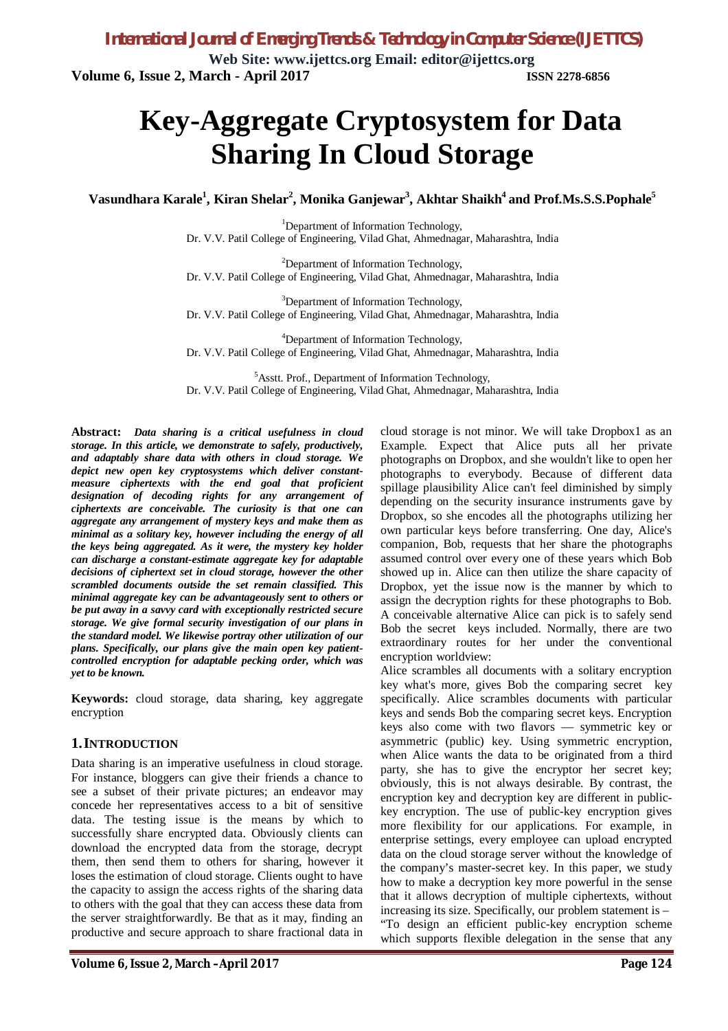# Key-Aggregate Cryptosystem for Data Sharing In Cloud Storage

**Vasundhara Karale[1], Kiran Shelar[2], Monika Ganjewar[3], Akhtar Shaikh[4] and Prof.Ms.S.S.Pophale[5]**

[1]Department of Information Technology,
Dr. V.V. Patil College of Engineering, Vilad Ghat, Ahmednagar, Maharashtra, India

[2]Department of Information Technology,
Dr. V.V. Patil College of Engineering, Vilad Ghat, Ahmednagar, Maharashtra, India

[3]Department of Information Technology,
Dr. V.V. Patil College of Engineering, Vilad Ghat, Ahmednagar, Maharashtra, India

[4]Department of Information Technology,
Dr. V.V. Patil College of Engineering, Vilad Ghat, Ahmednagar, Maharashtra, India

[5]Asstt. Prof., Department of Information Technology,
Dr. V.V. Patil College of Engineering, Vilad Ghat, Ahmednagar, Maharashtra, India

**Abstract:** ***Data sharing is a critical usefulness in cloud storage. In this article, we demonstrate to safely, productively, and adaptably share data with others in cloud storage. We depict new open key cryptosystems which deliver constant-measure ciphertexts with the end goal that proficient designation of decoding rights for any arrangement of ciphertexts are conceivable. The curiosity is that one can aggregate any arrangement of mystery keys and make them as minimal as a solitary key, however including the energy of all the keys being aggregated. As it were, the mystery key holder can discharge a constant-estimate aggregate key for adaptable decisions of ciphertext set in cloud storage, however the other scrambled documents outside the set remain classified. This minimal aggregate key can be advantageously sent to others or be put away in a savvy card with exceptionally restricted secure storage. We give formal security investigation of our plans in the standard model. We likewise portray other utilization of our plans. Specifically, our plans give the main open key patient-controlled encryption for adaptable pecking order, which was yet to be known.***

**Keywords:** cloud storage, data sharing, key aggregate encryption

## 1. INTRODUCTION

Data sharing is an imperative usefulness in cloud storage. For instance, bloggers can give their friends a chance to see a subset of their private pictures; an endeavor may concede her representatives access to a bit of sensitive data. The testing issue is the means by which to successfully share encrypted data. Obviously clients can download the encrypted data from the storage, decrypt them, then send them to others for sharing, however it loses the estimation of cloud storage. Clients ought to have the capacity to assign the access rights of the sharing data to others with the goal that they can access these data from the server straightforwardly. Be that as it may, finding an productive and secure approach to share fractional data in cloud storage is not minor. We will take Dropbox1 as an Example. Expect that Alice puts all her private photographs on Dropbox, and she wouldn't like to open her photographs to everybody. Because of different data spillage plausibility Alice can't feel diminished by simply depending on the security insurance instruments gave by Dropbox, so she encodes all the photographs utilizing her own particular keys before transferring. One day, Alice's companion, Bob, requests that her share the photographs assumed control over every one of these years which Bob showed up in. Alice can then utilize the share capacity of Dropbox, yet the issue now is the manner by which to assign the decryption rights for these photographs to Bob. A conceivable alternative Alice can pick is to safely send Bob the secret keys included. Normally, there are two extraordinary routes for her under the conventional encryption worldview:

Alice scrambles all documents with a solitary encryption key what's more, gives Bob the comparing secret key specifically. Alice scrambles documents with particular keys and sends Bob the comparing secret keys. Encryption keys also come with two flavors — symmetric key or asymmetric (public) key. Using symmetric encryption, when Alice wants the data to be originated from a third party, she has to give the encryptor her secret key; obviously, this is not always desirable. By contrast, the encryption key and decryption key are different in public-key encryption. The use of public-key encryption gives more flexibility for our applications. For example, in enterprise settings, every employee can upload encrypted data on the cloud storage server without the knowledge of the company's master-secret key. In this paper, we study how to make a decryption key more powerful in the sense that it allows decryption of multiple ciphertexts, without increasing its size. Specifically, our problem statement is – "To design an efficient public-key encryption scheme which supports flexible delegation in the sense that any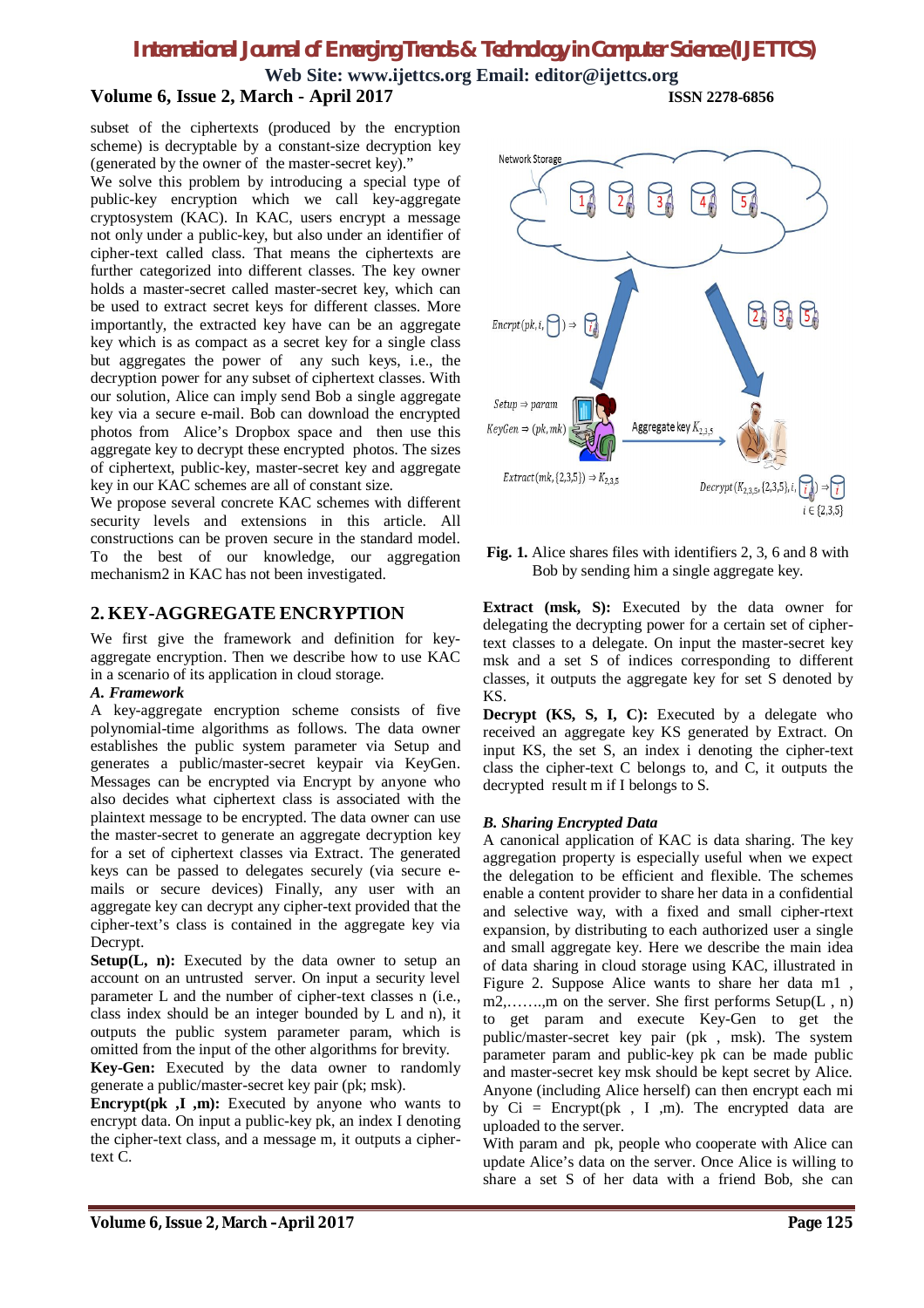subset of the ciphertexts (produced by the encryption scheme) is decryptable by a constant-size decryption key (generated by the owner of the master-secret key)."

We solve this problem by introducing a special type of public-key encryption which we call key-aggregate cryptosystem (KAC). In KAC, users encrypt a message not only under a public-key, but also under an identifier of cipher-text called class. That means the ciphertexts are further categorized into different classes. The key owner holds a master-secret called master-secret key, which can be used to extract secret keys for different classes. More importantly, the extracted key have can be an aggregate key which is as compact as a secret key for a single class but aggregates the power of any such keys, i.e., the decryption power for any subset of ciphertext classes. With our solution, Alice can imply send Bob a single aggregate key via a secure e-mail. Bob can download the encrypted photos from Alice's Dropbox space and then use this aggregate key to decrypt these encrypted photos. The sizes of ciphertext, public-key, master-secret key and aggregate key in our KAC schemes are all of constant size.

We propose several concrete KAC schemes with different security levels and extensions in this article. All constructions can be proven secure in the standard model. To the best of our knowledge, our aggregation mechanism2 in KAC has not been investigated.

## 2. KEY-AGGREGATE ENCRYPTION

We first give the framework and definition for key-aggregate encryption. Then we describe how to use KAC in a scenario of its application in cloud storage.

### *A. Framework*

A key-aggregate encryption scheme consists of five polynomial-time algorithms as follows. The data owner establishes the public system parameter via Setup and generates a public/master-secret keypair via KeyGen. Messages can be encrypted via Encrypt by anyone who also decides what ciphertext class is associated with the plaintext message to be encrypted. The data owner can use the master-secret to generate an aggregate decryption key for a set of ciphertext classes via Extract. The generated keys can be passed to delegates securely (via secure e-mails or secure devices) Finally, any user with an aggregate key can decrypt any cipher-text provided that the cipher-text's class is contained in the aggregate key via Decrypt.

**Setup(L, n):** Executed by the data owner to setup an account on an untrusted server. On input a security level parameter L and the number of cipher-text classes n (i.e., class index should be an integer bounded by L and n), it outputs the public system parameter param, which is omitted from the input of the other algorithms for brevity.

**Key-Gen:** Executed by the data owner to randomly generate a public/master-secret key pair (pk; msk).

**Encrypt(pk ,I ,m):** Executed by anyone who wants to encrypt data. On input a public-key pk, an index I denoting the cipher-text class, and a message m, it outputs a cipher-text C.

$Encrpt(pk, i, \square) \Rightarrow \square$

$Setup \Rightarrow param$

$KeyGen \Rightarrow (pk, mk)$

Aggregate key $K_{2,3,5}$

$Extract(mk, \{2,3,5\}) \Rightarrow K_{2,3,5}$

$Decrypt(K_{2,3,5}, \{2,3,5\}, i, \square) \Rightarrow \square$ $i \in \{2,3,5\}$

**Fig. 1.** Alice shares files with identifiers 2, 3, 6 and 8 with Bob by sending him a single aggregate key.

**Extract (msk, S):** Executed by the data owner for delegating the decrypting power for a certain set of cipher-text classes to a delegate. On input the master-secret key msk and a set S of indices corresponding to different classes, it outputs the aggregate key for set S denoted by KS.

**Decrypt (KS, S, I, C):** Executed by a delegate who received an aggregate key KS generated by Extract. On input KS, the set S, an index i denoting the cipher-text class the cipher-text C belongs to, and C, it outputs the decrypted result m if I belongs to S.

### *B. Sharing Encrypted Data*

A canonical application of KAC is data sharing. The key aggregation property is especially useful when we expect the delegation to be efficient and flexible. The schemes enable a content provider to share her data in a confidential and selective way, with a fixed and small cipher-rtext expansion, by distributing to each authorized user a single and small aggregate key. Here we describe the main idea of data sharing in cloud storage using KAC, illustrated in Figure 2. Suppose Alice wants to share her data m1 , m2,…….,m on the server. She first performs Setup(L , n) to get param and execute Key-Gen to get the public/master-secret key pair (pk , msk). The system parameter param and public-key pk can be made public and master-secret key msk should be kept secret by Alice. Anyone (including Alice herself) can then encrypt each mi by Ci = Encrypt(pk , I ,m). The encrypted data are uploaded to the server.

With param and pk, people who cooperate with Alice can update Alice's data on the server. Once Alice is willing to share a set S of her data with a friend Bob, she can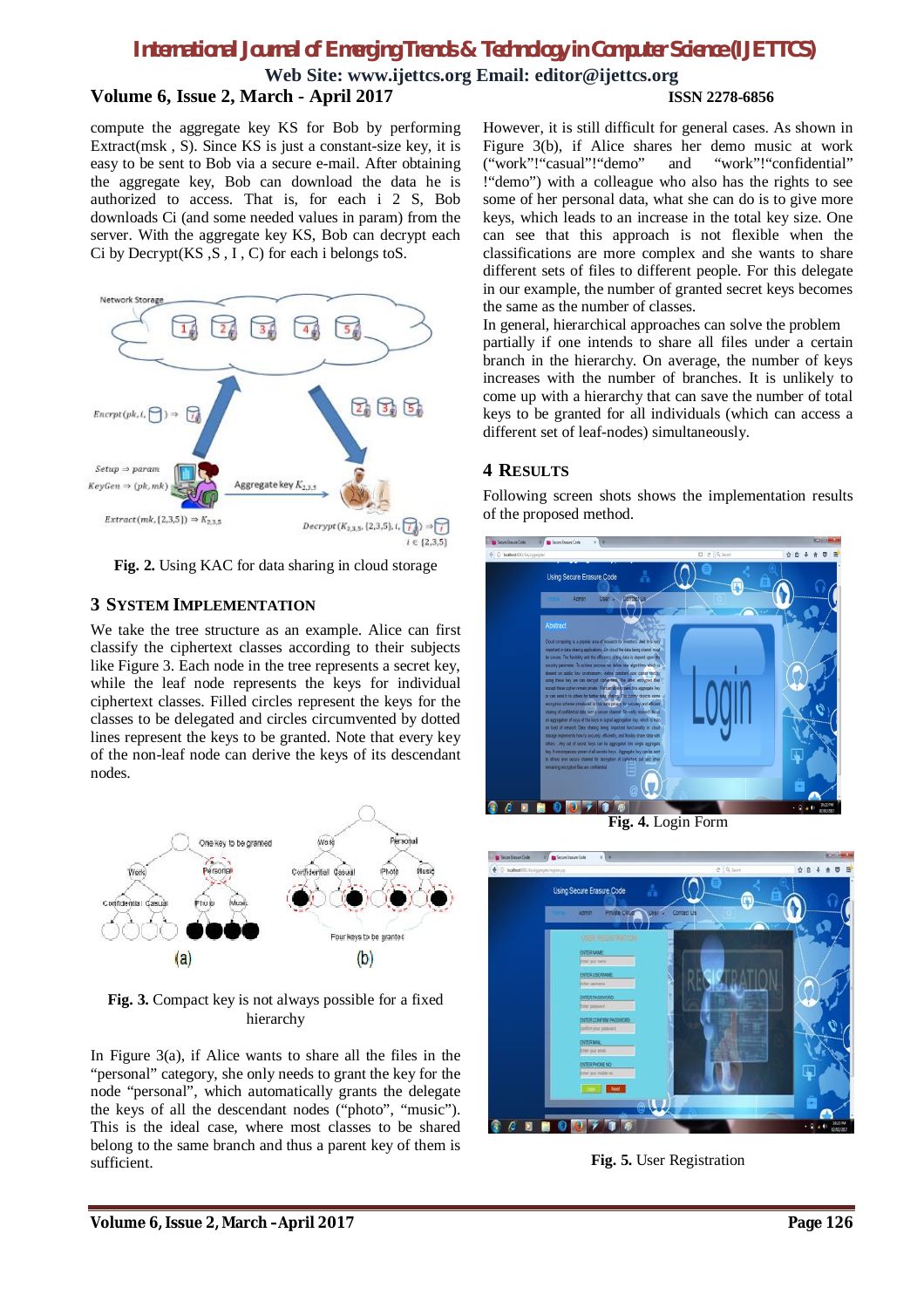compute the aggregate key KS for Bob by performing Extract(msk , S). Since KS is just a constant-size key, it is easy to be sent to Bob via a secure e-mail. After obtaining the aggregate key, Bob can download the data he is authorized to access. That is, for each i 2 S, Bob downloads Ci (and some needed values in param) from the server. With the aggregate key KS, Bob can decrypt each Ci by Decrypt(KS ,S , I , C) for each i belongs toS.

**Fig. 2.** Using KAC for data sharing in cloud storage

## 3 System Implementation

We take the tree structure as an example. Alice can first classify the ciphertext classes according to their subjects like Figure 3. Each node in the tree represents a secret key, while the leaf node represents the keys for individual ciphertext classes. Filled circles represent the keys for the classes to be delegated and circles circumvented by dotted lines represent the keys to be granted. Note that every key of the non-leaf node can derive the keys of its descendant nodes.

**Fig. 3.** Compact key is not always possible for a fixed hierarchy

In Figure 3(a), if Alice wants to share all the files in the "personal" category, she only needs to grant the key for the node "personal", which automatically grants the delegate the keys of all the descendant nodes ("photo", "music"). This is the ideal case, where most classes to be shared belong to the same branch and thus a parent key of them is sufficient.

However, it is still difficult for general cases. As shown in Figure 3(b), if Alice shares her demo music at work ("work"!"casual"!"demo" and "work"!"confidential" !"demo") with a colleague who also has the rights to see some of her personal data, what she can do is to give more keys, which leads to an increase in the total key size. One can see that this approach is not flexible when the classifications are more complex and she wants to share different sets of files to different people. For this delegate in our example, the number of granted secret keys becomes the same as the number of classes.

In general, hierarchical approaches can solve the problem partially if one intends to share all files under a certain branch in the hierarchy. On average, the number of keys increases with the number of branches. It is unlikely to come up with a hierarchy that can save the number of total keys to be granted for all individuals (which can access a different set of leaf-nodes) simultaneously.

## 4 Results

Following screen shots shows the implementation results of the proposed method.

**Fig. 4.** Login Form

**Fig. 5.** User Registration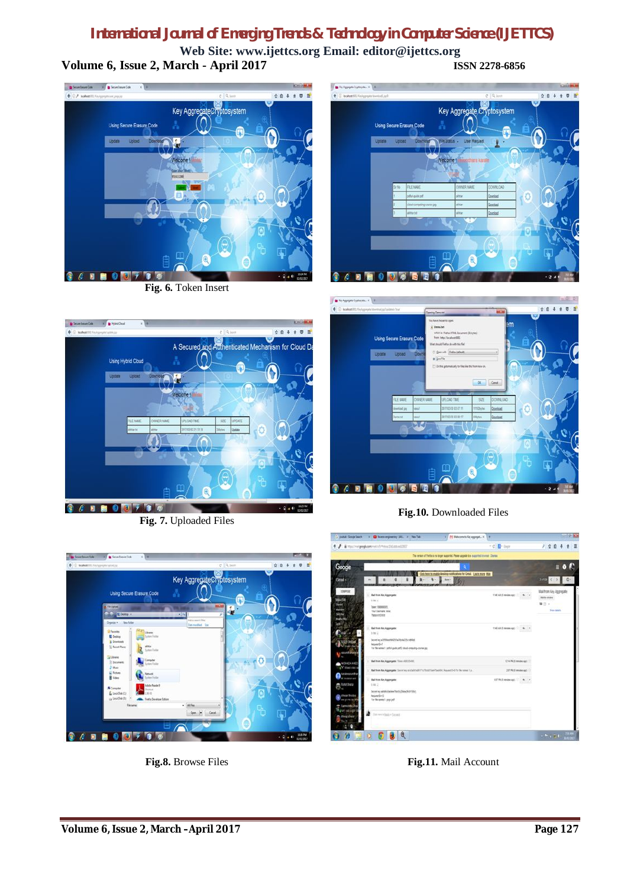Fig. 6. Token Insert

Fig. 7. Uploaded Files

Fig.8. Browse Files

Fig.10. Downloaded Files

Fig.11. Mail Account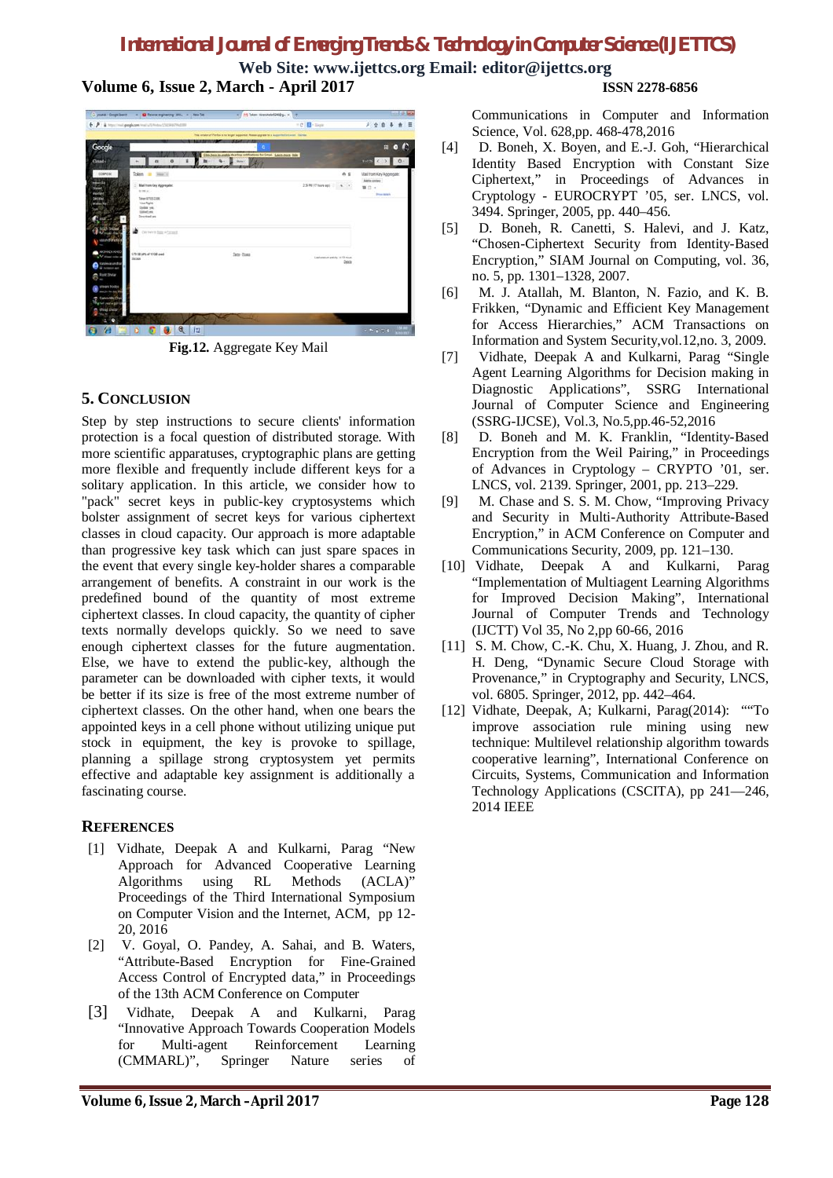Fig.12. Aggregate Key Mail

## 5. CONCLUSION

Step by step instructions to secure clients' information protection is a focal question of distributed storage. With more scientific apparatuses, cryptographic plans are getting more flexible and frequently include different keys for a solitary application. In this article, we consider how to "pack" secret keys in public-key cryptosystems which bolster assignment of secret keys for various ciphertext classes in cloud capacity. Our approach is more adaptable than progressive key task which can just spare spaces in the event that every single key-holder shares a comparable arrangement of benefits. A constraint in our work is the predefined bound of the quantity of most extreme ciphertext classes. In cloud capacity, the quantity of cipher texts normally develops quickly. So we need to save enough ciphertext classes for the future augmentation. Else, we have to extend the public-key, although the parameter can be downloaded with cipher texts, it would be better if its size is free of the most extreme number of ciphertext classes. On the other hand, when one bears the appointed keys in a cell phone without utilizing unique put stock in equipment, the key is provoke to spillage, planning a spillage strong cryptosystem yet permits effective and adaptable key assignment is additionally a fascinating course.

## REFERENCES

[1] Vidhate, Deepak A and Kulkarni, Parag "New Approach for Advanced Cooperative Learning Algorithms using RL Methods (ACLA)" Proceedings of the Third International Symposium on Computer Vision and the Internet, ACM, pp 12-20, 2016

[2] V. Goyal, O. Pandey, A. Sahai, and B. Waters, "Attribute-Based Encryption for Fine-Grained Access Control of Encrypted data," in Proceedings of the 13th ACM Conference on Computer

[3] Vidhate, Deepak A and Kulkarni, Parag "Innovative Approach Towards Cooperation Models for Multi-agent Reinforcement Learning (CMMARL)", Springer Nature series of Communications in Computer and Information Science, Vol. 628,pp. 468-478,2016

[4] D. Boneh, X. Boyen, and E.-J. Goh, "Hierarchical Identity Based Encryption with Constant Size Ciphertext," in Proceedings of Advances in Cryptology - EUROCRYPT '05, ser. LNCS, vol. 3494. Springer, 2005, pp. 440–456.

[5] D. Boneh, R. Canetti, S. Halevi, and J. Katz, "Chosen-Ciphertext Security from Identity-Based Encryption," SIAM Journal on Computing, vol. 36, no. 5, pp. 1301–1328, 2007.

[6] M. J. Atallah, M. Blanton, N. Fazio, and K. B. Frikken, "Dynamic and Efficient Key Management for Access Hierarchies," ACM Transactions on Information and System Security,vol.12,no. 3, 2009.

[7] Vidhate, Deepak A and Kulkarni, Parag "Single Agent Learning Algorithms for Decision making in Diagnostic Applications", SSRG International Journal of Computer Science and Engineering (SSRG-IJCSE), Vol.3, No.5,pp.46-52,2016

[8] D. Boneh and M. K. Franklin, "Identity-Based Encryption from the Weil Pairing," in Proceedings of Advances in Cryptology – CRYPTO '01, ser. LNCS, vol. 2139. Springer, 2001, pp. 213–229.

[9] M. Chase and S. S. M. Chow, "Improving Privacy and Security in Multi-Authority Attribute-Based Encryption," in ACM Conference on Computer and Communications Security, 2009, pp. 121–130.

[10] Vidhate, Deepak A and Kulkarni, Parag "Implementation of Multiagent Learning Algorithms for Improved Decision Making", International Journal of Computer Trends and Technology (IJCTT) Vol 35, No 2,pp 60-66, 2016

[11] S. M. Chow, C.-K. Chu, X. Huang, J. Zhou, and R. H. Deng, "Dynamic Secure Cloud Storage with Provenance," in Cryptography and Security, LNCS, vol. 6805. Springer, 2012, pp. 442–464.

[12] Vidhate, Deepak, A; Kulkarni, Parag(2014): ""To improve association rule mining using new technique: Multilevel relationship algorithm towards cooperative learning", International Conference on Circuits, Systems, Communication and Information Technology Applications (CSCITA), pp 241—246, 2014 IEEE